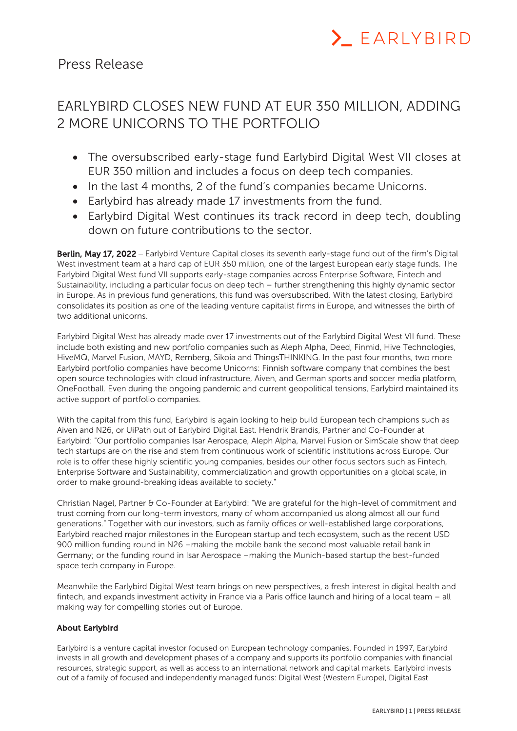# Press Release

## EARLYBIRD CLOSES NEW FUND AT EUR 350 MILLION, ADDING 2 MORE UNICORNS TO THE PORTFOLIO

- The oversubscribed early-stage fund Earlybird Digital West VII closes at EUR 350 million and includes a focus on deep tech companies.
- In the last 4 months, 2 of the fund's companies became Unicorns.
- Earlybird has already made 17 investments from the fund.
- Earlybird Digital West continues its track record in deep tech, doubling down on future contributions to the sector.

**Berlin, May 17, 2022** – Earlybird Venture Capital closes its seventh early-stage fund out of the firm's Digital West investment team at a hard cap of EUR 350 million, one of the largest European early stage funds. The Earlybird Digital West fund VII supports early-stage companies across Enterprise Software, Fintech and Sustainability, including a particular focus on deep tech – further strengthening this highly dynamic sector in Europe. As in previous fund generations, this fund was oversubscribed. With the latest closing, Earlybird consolidates its position as one of the leading venture capitalist firms in Europe, and witnesses the birth of two additional unicorns.

Earlybird Digital West has already made over 17 investments out of the Earlybird Digital West VII fund. These include both existing and new portfolio companies such as Aleph Alpha, Deed, Finmid, Hive Technologies, HiveMQ, Marvel Fusion, MAYD, Remberg, Sikoia and ThingsTHINKING. In the past four months, two more Earlybird portfolio companies have become Unicorns: Finnish software company that combines the best open source technologies with cloud infrastructure, Aiven, and German sports and soccer media platform, OneFootball. Even during the ongoing pandemic and current geopolitical tensions, Earlybird maintained its active support of portfolio companies.

With the capital from this fund, Earlybird is again looking to help build European tech champions such as Aiven and N26, or UiPath out of Earlybird Digital East. Hendrik Brandis, Partner and Co-Founder at Earlybird: "Our portfolio companies Isar Aerospace, Aleph Alpha, Marvel Fusion or SimScale show that deep tech startups are on the rise and stem from continuous work of scientific institutions across Europe. Our role is to offer these highly scientific young companies, besides our other focus sectors such as Fintech, Enterprise Software and Sustainability, commercialization and growth opportunities on a global scale, in order to make ground-breaking ideas available to society."

Christian Nagel, Partner & Co-Founder at Earlybird: "We are grateful for the high-level of commitment and trust coming from our long-term investors, many of whom accompanied us along almost all our fund generations." Together with our investors, such as family offices or well-established large corporations, Earlybird reached major milestones in the European startup and tech ecosystem, such as the recent USD 900 million funding round in N26 –making the mobile bank the second most valuable retail bank in Germany; or the funding round in Isar Aerospace –making the Munich-based startup the best-funded space tech company in Europe.

Meanwhile the Earlybird Digital West team brings on new perspectives, a fresh interest in digital health and fintech, and expands investment activity in France via a Paris office launch and hiring of a local team – all making way for compelling stories out of Europe.

### About Earlybird

Earlybird is a venture capital investor focused on European technology companies. Founded in 1997, Earlybird invests in all growth and development phases of a company and supports its portfolio companies with financial resources, strategic support, as well as access to an international network and capital markets. Earlybird invests out of a family of focused and independently managed funds: Digital West (Western Europe), Digital East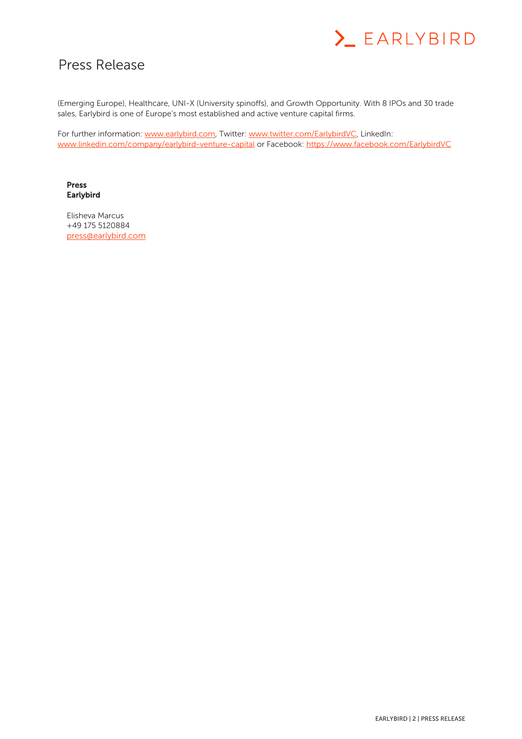(Emerging Europe), Healthcare, UNI-X (University spinoffs), and Growth Opportunity. With 8 IPOs and 30 trade sales, Earlybird is one of Europe's most established and active venture capital firms.

For further information: www.earlybird.com, Twitter: www.twitter.com/EarlybirdVC, LinkedIn: www.linkedin.com/company/earlybird-venture-capital or Facebook: https://www.facebook.com/EarlybirdVC

**Press**
**Earlybird**

Elisheva Marcus
+49 175 5120884
press@earlybird.com